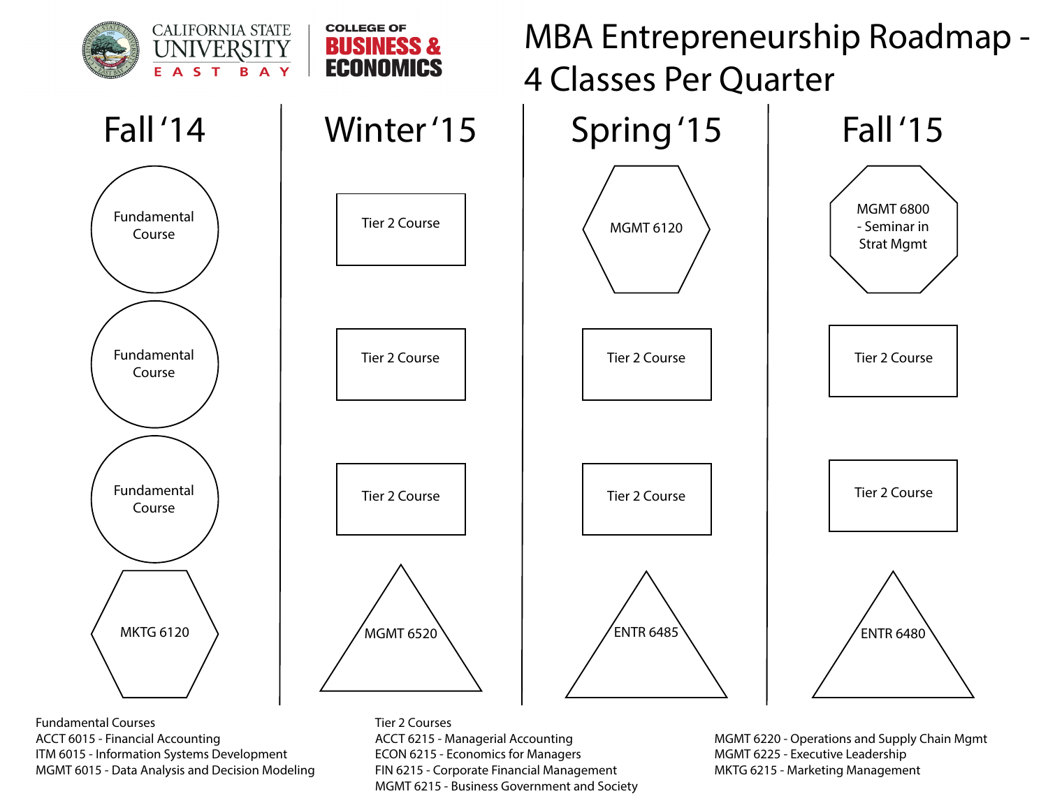CALIFORNIA STATE UNIVERSITY EAST BAY | COLLEGE OF BUSINESS & ECONOMICS

# MBA Entrepreneurship Roadmap - 4 Classes Per Quarter

| Fall '14 | Winter '15 | Spring '15 | Fall '15 |
|---|---|---|---|
| Fundamental Course | Tier 2 Course | MGMT 6120 | MGMT 6800 - Seminar in Strat Mgmt |
| Fundamental Course | Tier 2 Course | Tier 2 Course | Tier 2 Course |
| Fundamental Course | Tier 2 Course | Tier 2 Course | Tier 2 Course |
| MKTG 6120 | MGMT 6520 | ENTR 6485 | ENTR 6480 |

Fundamental Courses
- ACCT 6015 - Financial Accounting
- ITM 6015 - Information Systems Development
- MGMT 6015 - Data Analysis and Decision Modeling

Tier 2 Courses
- ACCT 6215 - Managerial Accounting
- ECON 6215 - Economics for Managers
- FIN 6215 - Corporate Financial Management
- MGMT 6215 - Business Government and Society
- MGMT 6220 - Operations and Supply Chain Mgmt
- MGMT 6225 - Executive Leadership
- MKTG 6215 - Marketing Management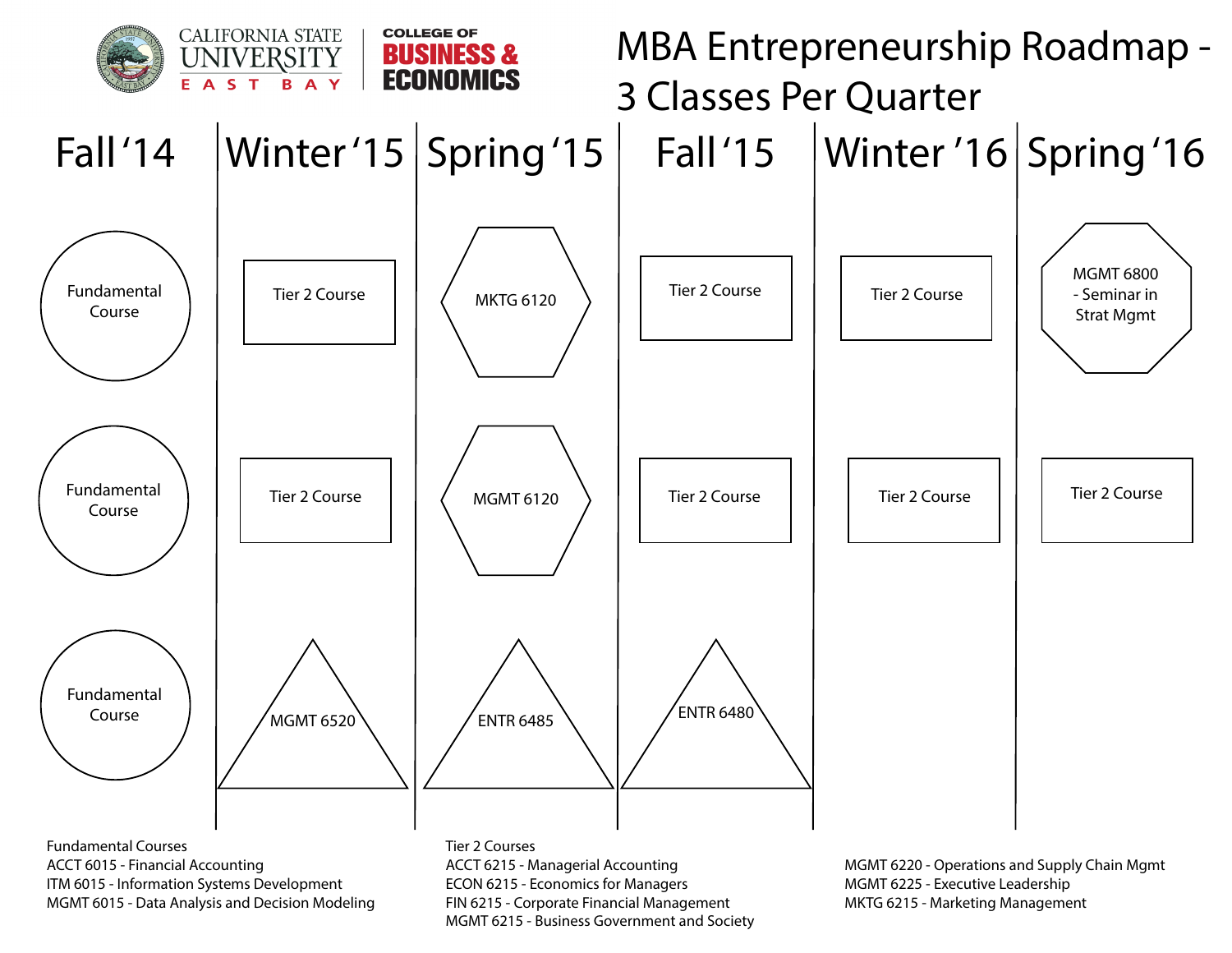CALIFORNIA STATE UNIVERSITY EAST BAY | COLLEGE OF BUSINESS & ECONOMICS

# MBA Entrepreneurship Roadmap - 3 Classes Per Quarter

| Fall '14 | Winter '15 | Spring '15 | Fall '15 | Winter '16 | Spring '16 |
|---|---|---|---|---|---|
| Fundamental Course | Tier 2 Course | MKTG 6120 | Tier 2 Course | Tier 2 Course | MGMT 6800 - Seminar in Strat Mgmt |
| Fundamental Course | Tier 2 Course | MGMT 6120 | Tier 2 Course | Tier 2 Course | Tier 2 Course |
| Fundamental Course | MGMT 6520 | ENTR 6485 | ENTR 6480 | | |

Fundamental Courses
ACCT 6015 - Financial Accounting
ITM 6015 - Information Systems Development
MGMT 6015 - Data Analysis and Decision Modeling

Tier 2 Courses
ACCT 6215 - Managerial Accounting
ECON 6215 - Economics for Managers
FIN 6215 - Corporate Financial Management
MGMT 6215 - Business Government and Society
MGMT 6220 - Operations and Supply Chain Mgmt
MGMT 6225 - Executive Leadership
MKTG 6215 - Marketing Management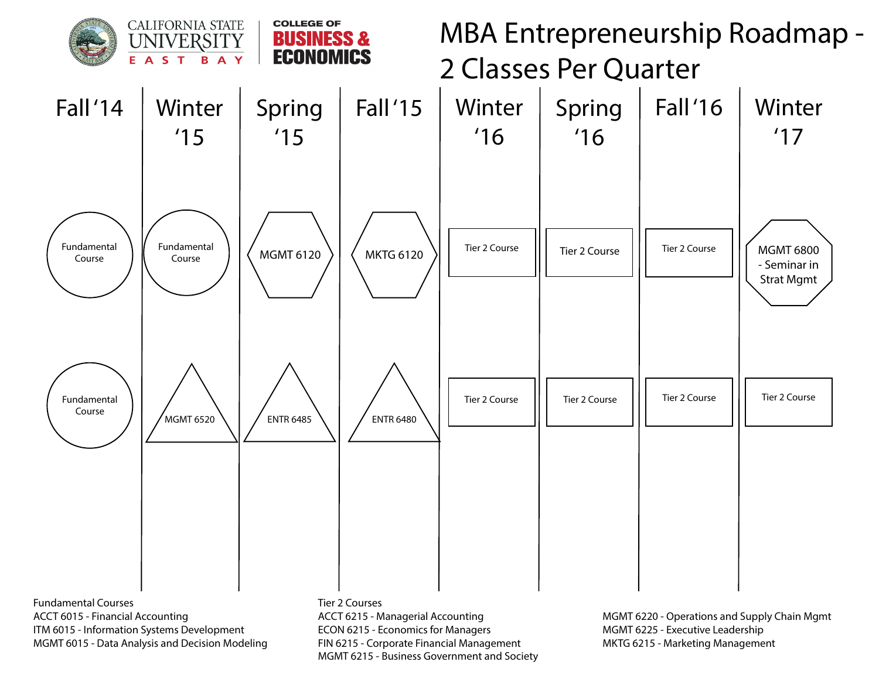CALIFORNIA STATE UNIVERSITY EAST BAY | COLLEGE OF BUSINESS & ECONOMICS

# MBA Entrepreneurship Roadmap - 2 Classes Per Quarter

| Fall '14 | Winter '15 | Spring '15 | Fall '15 | Winter '16 | Spring '16 | Fall '16 | Winter '17 |
|---|---|---|---|---|---|---|---|
| Fundamental Course | Fundamental Course | MGMT 6120 | MKTG 6120 | Tier 2 Course | Tier 2 Course | Tier 2 Course | MGMT 6800 - Seminar in Strat Mgmt |
| Fundamental Course | MGMT 6520 | ENTR 6485 | ENTR 6480 | Tier 2 Course | Tier 2 Course | Tier 2 Course | Tier 2 Course |

Fundamental Courses
ACCT 6015 - Financial Accounting
ITM 6015 - Information Systems Development
MGMT 6015 - Data Analysis and Decision Modeling

Tier 2 Courses
ACCT 6215 - Managerial Accounting
ECON 6215 - Economics for Managers
FIN 6215 - Corporate Financial Management
MGMT 6215 - Business Government and Society
MGMT 6220 - Operations and Supply Chain Mgmt
MGMT 6225 - Executive Leadership
MKTG 6215 - Marketing Management